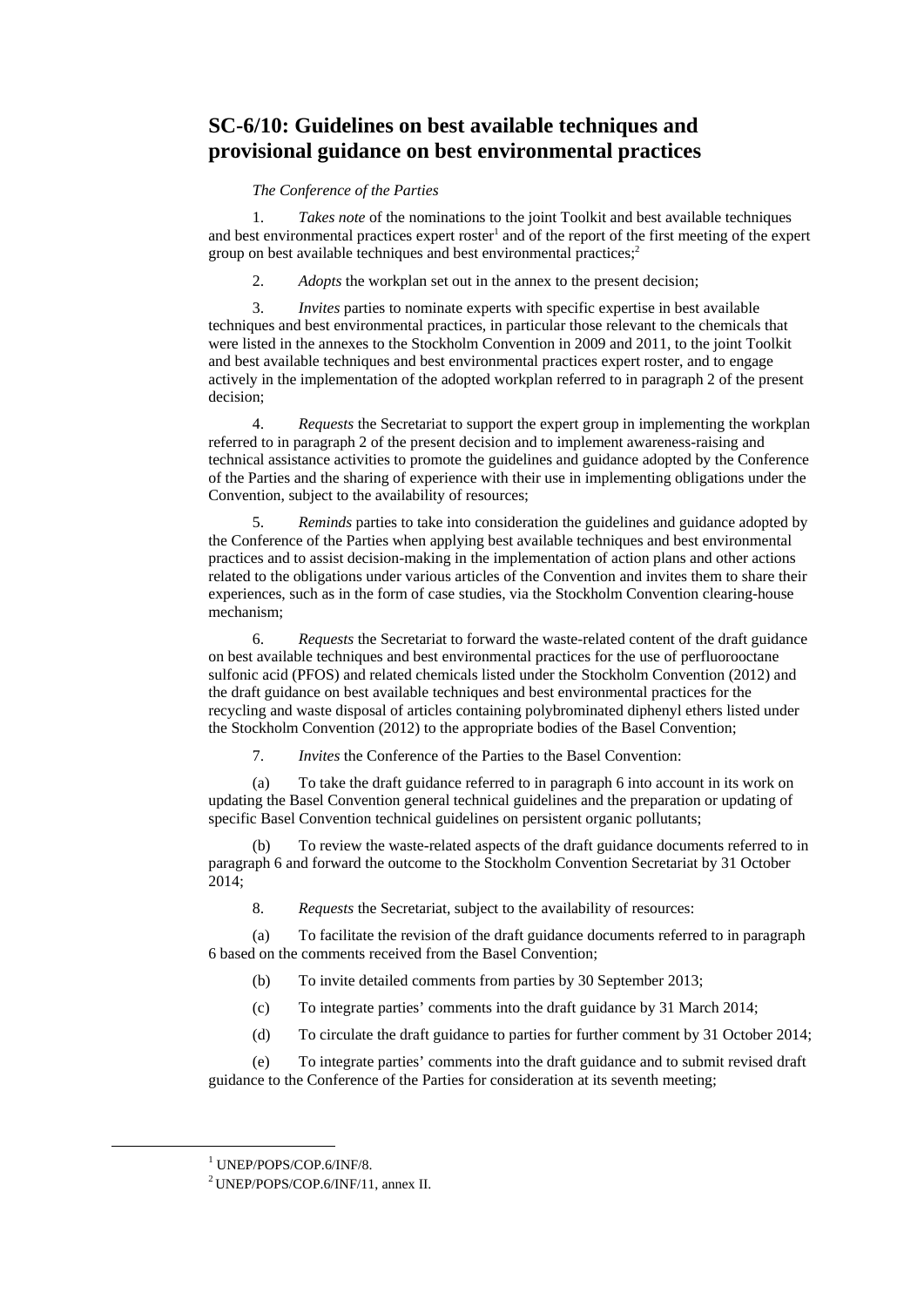# SC-6/10: Guidelines on best available techniques and provisional guidance on best environmental practices

*The Conference of the Parties*

1. *Takes note* of the nominations to the joint Toolkit and best available techniques and best environmental practices expert roster[1] and of the report of the first meeting of the expert group on best available techniques and best environmental practices;[2]

2. *Adopts* the workplan set out in the annex to the present decision;

3. *Invites* parties to nominate experts with specific expertise in best available techniques and best environmental practices, in particular those relevant to the chemicals that were listed in the annexes to the Stockholm Convention in 2009 and 2011, to the joint Toolkit and best available techniques and best environmental practices expert roster, and to engage actively in the implementation of the adopted workplan referred to in paragraph 2 of the present decision;

4. *Requests* the Secretariat to support the expert group in implementing the workplan referred to in paragraph 2 of the present decision and to implement awareness-raising and technical assistance activities to promote the guidelines and guidance adopted by the Conference of the Parties and the sharing of experience with their use in implementing obligations under the Convention, subject to the availability of resources;

5. *Reminds* parties to take into consideration the guidelines and guidance adopted by the Conference of the Parties when applying best available techniques and best environmental practices and to assist decision-making in the implementation of action plans and other actions related to the obligations under various articles of the Convention and invites them to share their experiences, such as in the form of case studies, via the Stockholm Convention clearing-house mechanism;

6. *Requests* the Secretariat to forward the waste-related content of the draft guidance on best available techniques and best environmental practices for the use of perfluorooctane sulfonic acid (PFOS) and related chemicals listed under the Stockholm Convention (2012) and the draft guidance on best available techniques and best environmental practices for the recycling and waste disposal of articles containing polybrominated diphenyl ethers listed under the Stockholm Convention (2012) to the appropriate bodies of the Basel Convention;

7. *Invites* the Conference of the Parties to the Basel Convention:

(a) To take the draft guidance referred to in paragraph 6 into account in its work on updating the Basel Convention general technical guidelines and the preparation or updating of specific Basel Convention technical guidelines on persistent organic pollutants;

(b) To review the waste-related aspects of the draft guidance documents referred to in paragraph 6 and forward the outcome to the Stockholm Convention Secretariat by 31 October 2014;

8. *Requests* the Secretariat, subject to the availability of resources:

(a) To facilitate the revision of the draft guidance documents referred to in paragraph 6 based on the comments received from the Basel Convention;

(b) To invite detailed comments from parties by 30 September 2013;

(c) To integrate parties' comments into the draft guidance by 31 March 2014;

(d) To circulate the draft guidance to parties for further comment by 31 October 2014;

(e) To integrate parties' comments into the draft guidance and to submit revised draft guidance to the Conference of the Parties for consideration at its seventh meeting;

---

[1] UNEP/POPS/COP.6/INF/8.

[2] UNEP/POPS/COP.6/INF/11, annex II.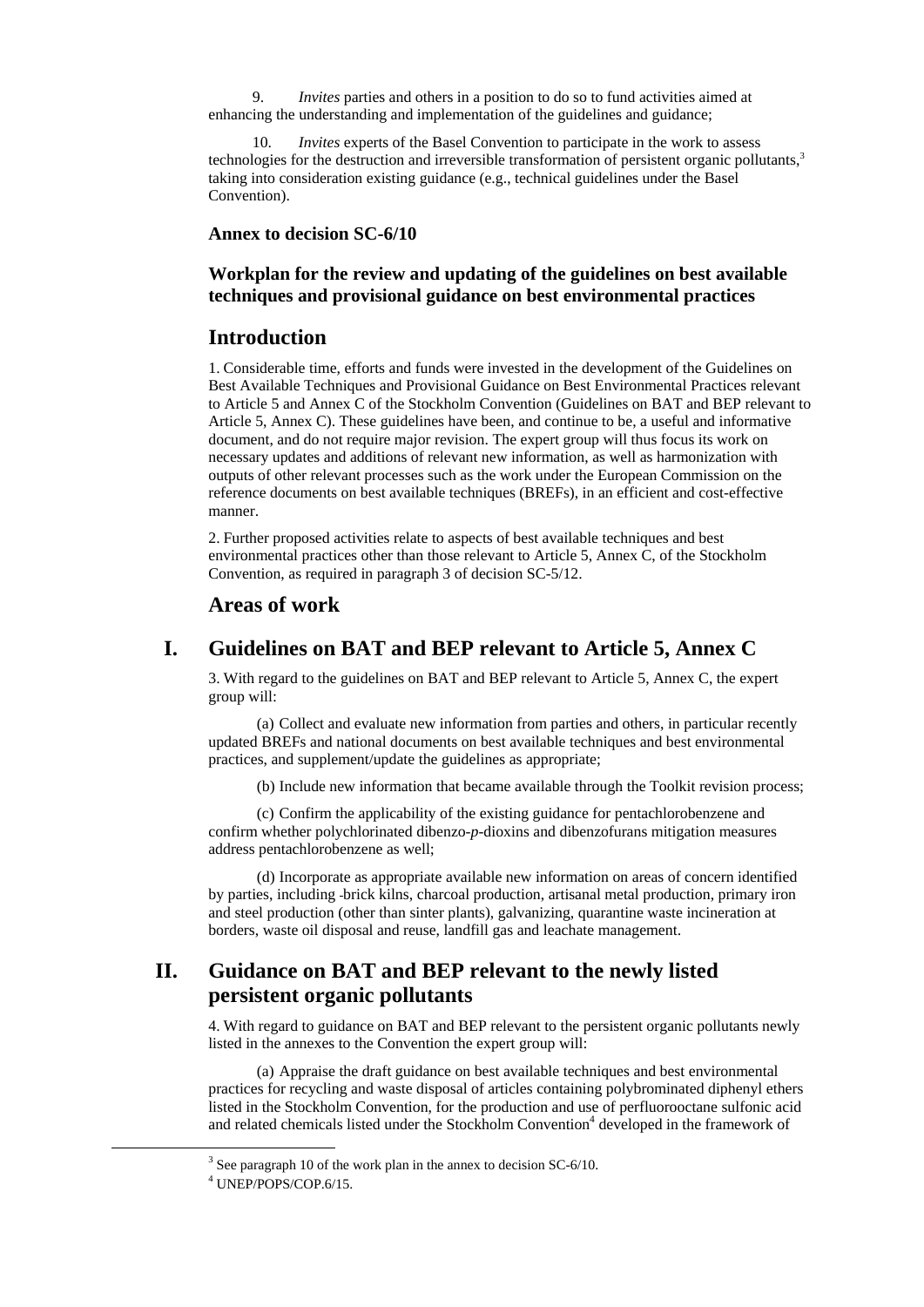9. *Invites* parties and others in a position to do so to fund activities aimed at enhancing the understanding and implementation of the guidelines and guidance;

10. *Invites* experts of the Basel Convention to participate in the work to assess technologies for the destruction and irreversible transformation of persistent organic pollutants,[3] taking into consideration existing guidance (e.g., technical guidelines under the Basel Convention).

**Annex to decision SC-6/10**

**Workplan for the review and updating of the guidelines on best available techniques and provisional guidance on best environmental practices**

## Introduction

1. Considerable time, efforts and funds were invested in the development of the Guidelines on Best Available Techniques and Provisional Guidance on Best Environmental Practices relevant to Article 5 and Annex C of the Stockholm Convention (Guidelines on BAT and BEP relevant to Article 5, Annex C). These guidelines have been, and continue to be, a useful and informative document, and do not require major revision. The expert group will thus focus its work on necessary updates and additions of relevant new information, as well as harmonization with outputs of other relevant processes such as the work under the European Commission on the reference documents on best available techniques (BREFs), in an efficient and cost-effective manner.

2. Further proposed activities relate to aspects of best available techniques and best environmental practices other than those relevant to Article 5, Annex C, of the Stockholm Convention, as required in paragraph 3 of decision SC-5/12.

## Areas of work

## I. Guidelines on BAT and BEP relevant to Article 5, Annex C

3. With regard to the guidelines on BAT and BEP relevant to Article 5, Annex C, the expert group will:

(a) Collect and evaluate new information from parties and others, in particular recently updated BREFs and national documents on best available techniques and best environmental practices, and supplement/update the guidelines as appropriate;

(b) Include new information that became available through the Toolkit revision process;

(c) Confirm the applicability of the existing guidance for pentachlorobenzene and confirm whether polychlorinated dibenzo-*p*-dioxins and dibenzofurans mitigation measures address pentachlorobenzene as well;

(d) Incorporate as appropriate available new information on areas of concern identified by parties, including brick kilns, charcoal production, artisanal metal production, primary iron and steel production (other than sinter plants), galvanizing, quarantine waste incineration at borders, waste oil disposal and reuse, landfill gas and leachate management.

## II. Guidance on BAT and BEP relevant to the newly listed persistent organic pollutants

4. With regard to guidance on BAT and BEP relevant to the persistent organic pollutants newly listed in the annexes to the Convention the expert group will:

(a) Appraise the draft guidance on best available techniques and best environmental practices for recycling and waste disposal of articles containing polybrominated diphenyl ethers listed in the Stockholm Convention, for the production and use of perfluorooctane sulfonic acid and related chemicals listed under the Stockholm Convention[4] developed in the framework of

[3] See paragraph 10 of the work plan in the annex to decision SC-6/10.

[4] UNEP/POPS/COP.6/15.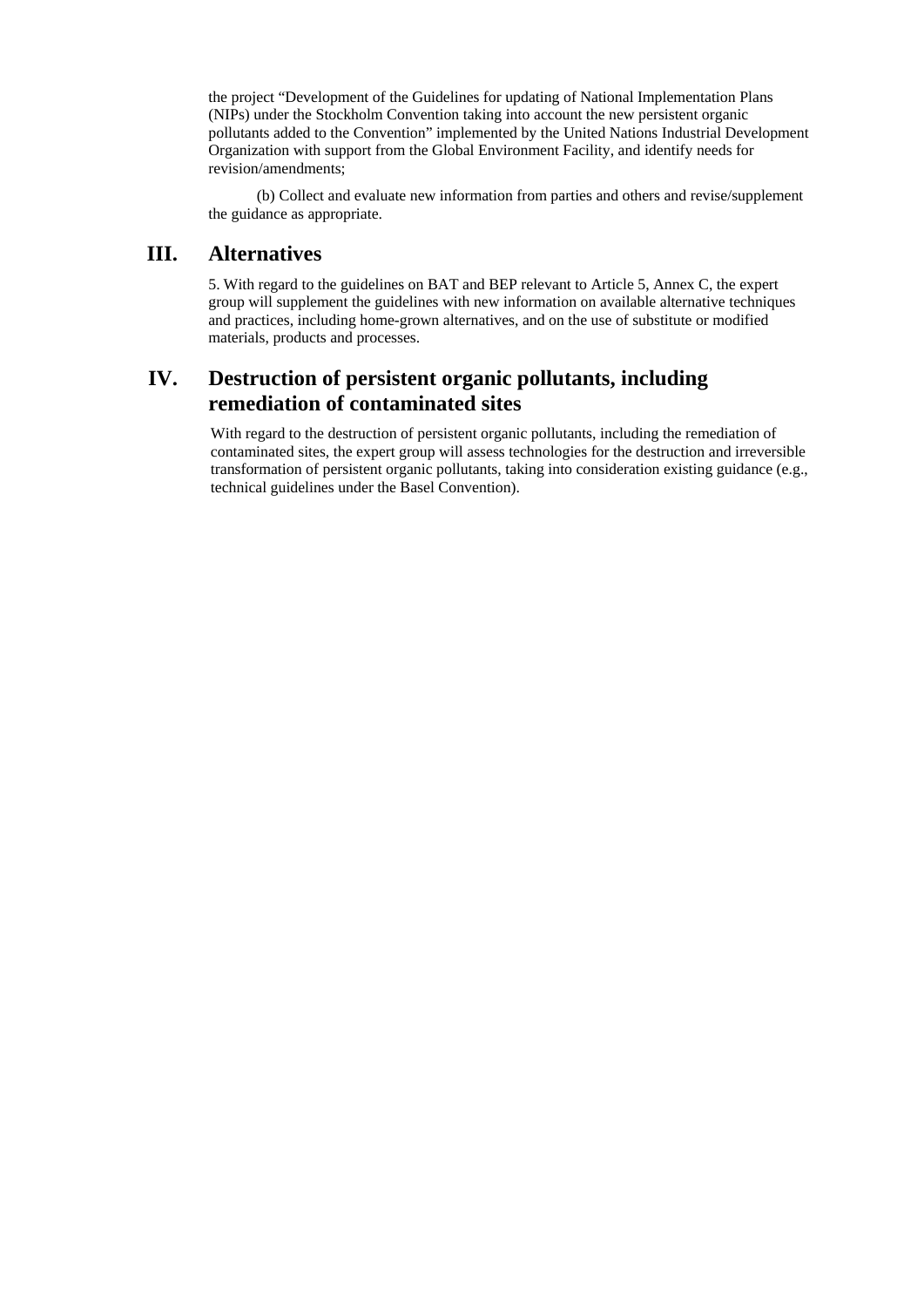the project “Development of the Guidelines for updating of National Implementation Plans (NIPs) under the Stockholm Convention taking into account the new persistent organic pollutants added to the Convention” implemented by the United Nations Industrial Development Organization with support from the Global Environment Facility, and identify needs for revision/amendments;

(b) Collect and evaluate new information from parties and others and revise/supplement the guidance as appropriate.

## III. Alternatives

5. With regard to the guidelines on BAT and BEP relevant to Article 5, Annex C, the expert group will supplement the guidelines with new information on available alternative techniques and practices, including home-grown alternatives, and on the use of substitute or modified materials, products and processes.

## IV. Destruction of persistent organic pollutants, including remediation of contaminated sites

With regard to the destruction of persistent organic pollutants, including the remediation of contaminated sites, the expert group will assess technologies for the destruction and irreversible transformation of persistent organic pollutants, taking into consideration existing guidance (e.g., technical guidelines under the Basel Convention).